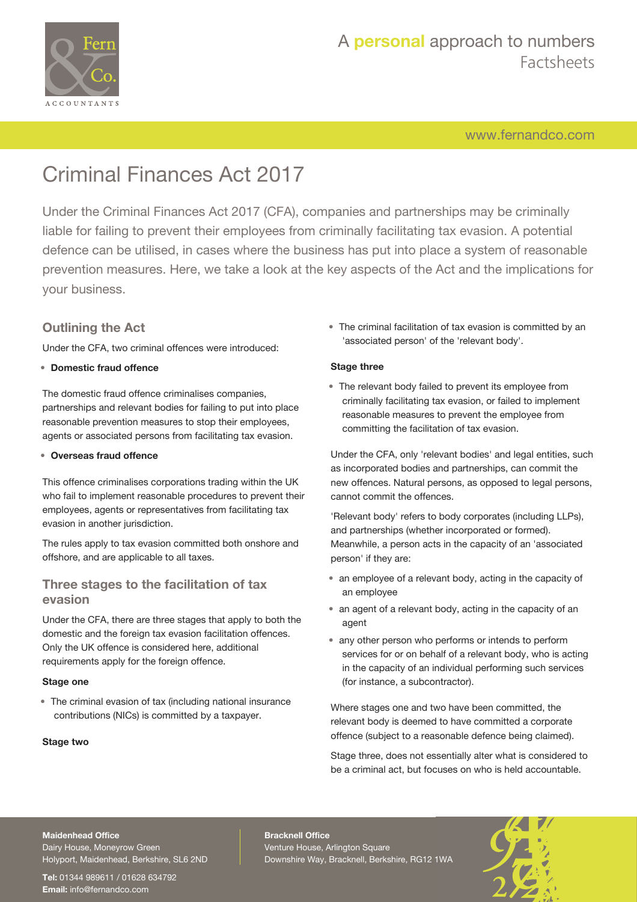# Criminal Finances Act 2017

Under the Criminal Finances Act 2017 (CFA), companies and partnerships may be criminally liable for failing to prevent their employees from criminally facilitating tax evasion. A potential defence can be utilised, in cases where the business has put into place a system of reasonable prevention measures. Here, we take a look at the key aspects of the Act and the implications for your business.

## Outlining the Act

Under the CFA, two criminal offences were introduced:

- **Domestic fraud offence**

The domestic fraud offence criminalises companies, partnerships and relevant bodies for failing to put into place reasonable prevention measures to stop their employees, agents or associated persons from facilitating tax evasion.

- **Overseas fraud offence**

This offence criminalises corporations trading within the UK who fail to implement reasonable procedures to prevent their employees, agents or representatives from facilitating tax evasion in another jurisdiction.

The rules apply to tax evasion committed both onshore and offshore, and are applicable to all taxes.

## Three stages to the facilitation of tax evasion

Under the CFA, there are three stages that apply to both the domestic and the foreign tax evasion facilitation offences. Only the UK offence is considered here, additional requirements apply for the foreign offence.

#### Stage one

- The criminal evasion of tax (including national insurance contributions (NICs) is committed by a taxpayer.

#### Stage two

- The criminal facilitation of tax evasion is committed by an 'associated person' of the 'relevant body'.

#### Stage three

- The relevant body failed to prevent its employee from criminally facilitating tax evasion, or failed to implement reasonable measures to prevent the employee from committing the facilitation of tax evasion.

Under the CFA, only 'relevant bodies' and legal entities, such as incorporated bodies and partnerships, can commit the new offences. Natural persons, as opposed to legal persons, cannot commit the offences.

'Relevant body' refers to body corporates (including LLPs), and partnerships (whether incorporated or formed). Meanwhile, a person acts in the capacity of an 'associated person' if they are:

- an employee of a relevant body, acting in the capacity of an employee
- an agent of a relevant body, acting in the capacity of an agent
- any other person who performs or intends to perform services for or on behalf of a relevant body, who is acting in the capacity of an individual performing such services (for instance, a subcontractor).

Where stages one and two have been committed, the relevant body is deemed to have committed a corporate offence (subject to a reasonable defence being claimed).

Stage three, does not essentially alter what is considered to be a criminal act, but focuses on who is held accountable.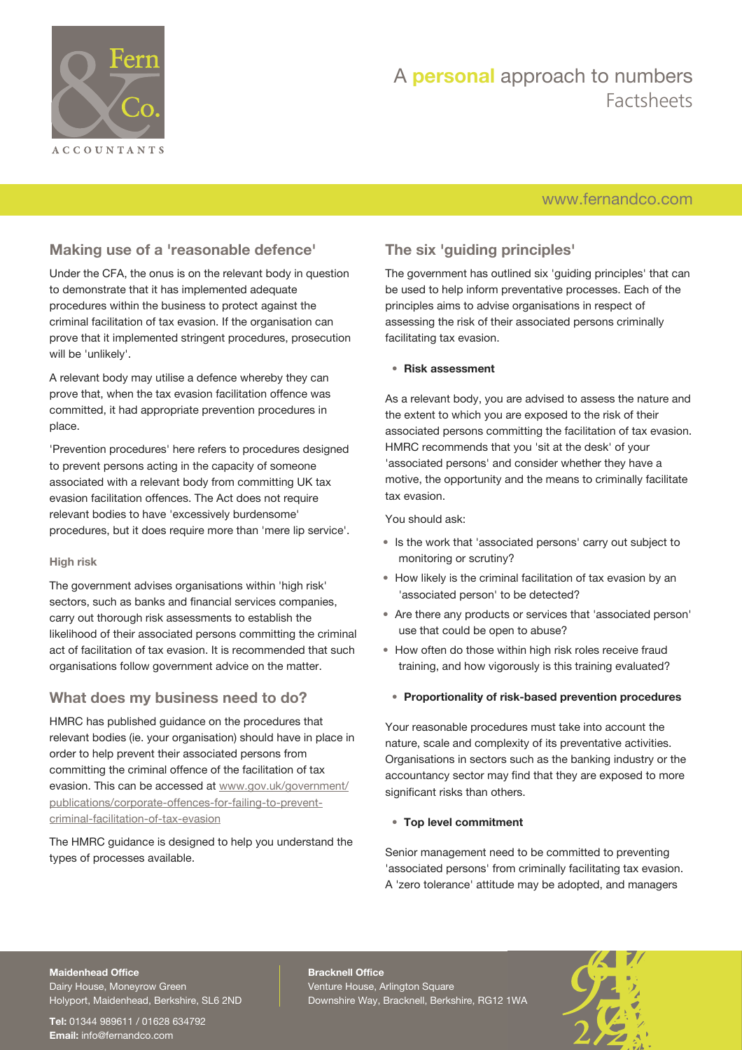## Making use of a 'reasonable defence'

Under the CFA, the onus is on the relevant body in question to demonstrate that it has implemented adequate procedures within the business to protect against the criminal facilitation of tax evasion. If the organisation can prove that it implemented stringent procedures, prosecution will be 'unlikely'.

A relevant body may utilise a defence whereby they can prove that, when the tax evasion facilitation offence was committed, it had appropriate prevention procedures in place.

'Prevention procedures' here refers to procedures designed to prevent persons acting in the capacity of someone associated with a relevant body from committing UK tax evasion facilitation offences. The Act does not require relevant bodies to have 'excessively burdensome' procedures, but it does require more than 'mere lip service'.

#### High risk

The government advises organisations within 'high risk' sectors, such as banks and financial services companies, carry out thorough risk assessments to establish the likelihood of their associated persons committing the criminal act of facilitation of tax evasion. It is recommended that such organisations follow government advice on the matter.

## What does my business need to do?

HMRC has published guidance on the procedures that relevant bodies (ie. your organisation) should have in place in order to help prevent their associated persons from committing the criminal offence of the facilitation of tax evasion. This can be accessed at www.gov.uk/government/publications/corporate-offences-for-failing-to-prevent-criminal-facilitation-of-tax-evasion

The HMRC guidance is designed to help you understand the types of processes available.

## The six 'guiding principles'

The government has outlined six 'guiding principles' that can be used to help inform preventative processes. Each of the principles aims to advise organisations in respect of assessing the risk of their associated persons criminally facilitating tax evasion.

- **Risk assessment**

As a relevant body, you are advised to assess the nature and the extent to which you are exposed to the risk of their associated persons committing the facilitation of tax evasion. HMRC recommends that you 'sit at the desk' of your 'associated persons' and consider whether they have a motive, the opportunity and the means to criminally facilitate tax evasion.

You should ask:

- Is the work that 'associated persons' carry out subject to monitoring or scrutiny?
- How likely is the criminal facilitation of tax evasion by an 'associated person' to be detected?
- Are there any products or services that 'associated person' use that could be open to abuse?
- How often do those within high risk roles receive fraud training, and how vigorously is this training evaluated?

- **Proportionality of risk-based prevention procedures**

Your reasonable procedures must take into account the nature, scale and complexity of its preventative activities. Organisations in sectors such as the banking industry or the accountancy sector may find that they are exposed to more significant risks than others.

- **Top level commitment**

Senior management need to be committed to preventing 'associated persons' from criminally facilitating tax evasion. A 'zero tolerance' attitude may be adopted, and managers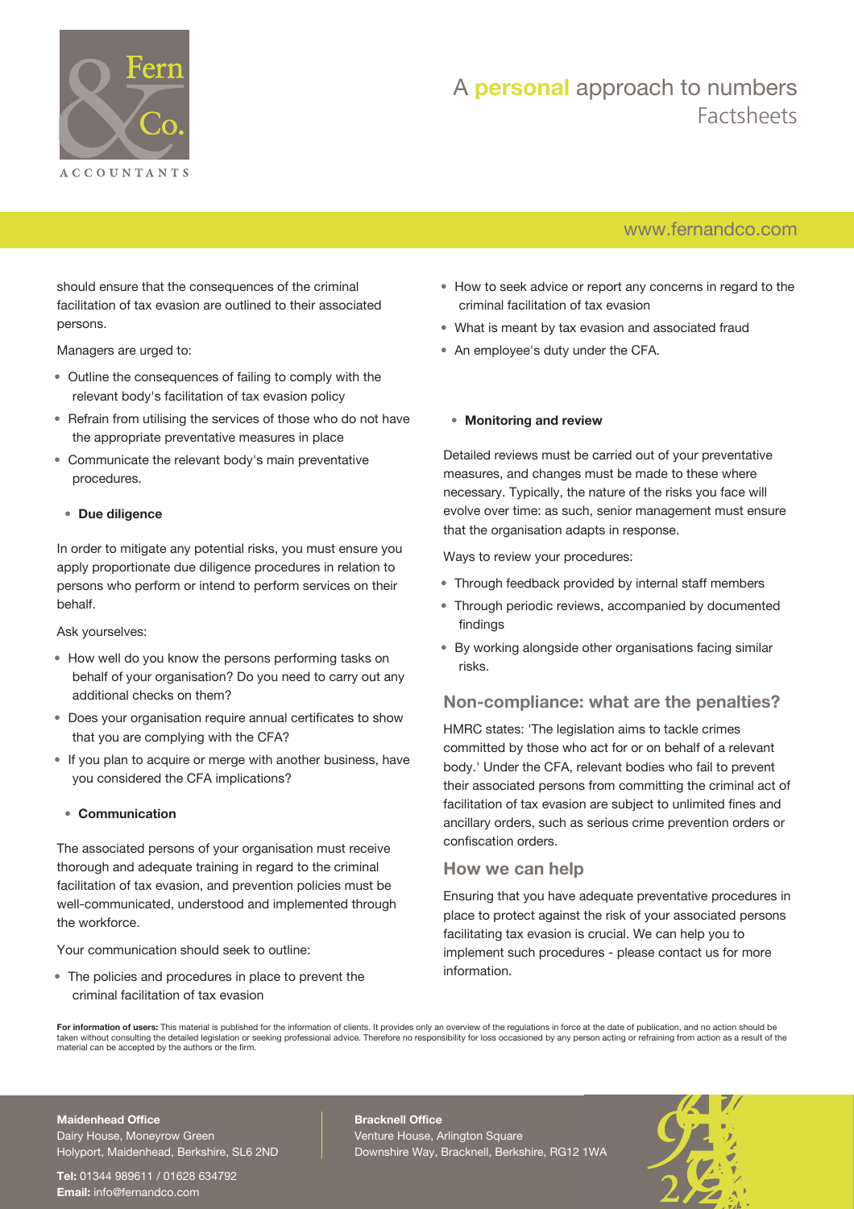should ensure that the consequences of the criminal facilitation of tax evasion are outlined to their associated persons.

Managers are urged to:

- Outline the consequences of failing to comply with the relevant body's facilitation of tax evasion policy
- Refrain from utilising the services of those who do not have the appropriate preventative measures in place
- Communicate the relevant body's main preventative procedures.

- **Due diligence**

In order to mitigate any potential risks, you must ensure you apply proportionate due diligence procedures in relation to persons who perform or intend to perform services on their behalf.

Ask yourselves:

- How well do you know the persons performing tasks on behalf of your organisation? Do you need to carry out any additional checks on them?
- Does your organisation require annual certificates to show that you are complying with the CFA?
- If you plan to acquire or merge with another business, have you considered the CFA implications?

- **Communication**

The associated persons of your organisation must receive thorough and adequate training in regard to the criminal facilitation of tax evasion, and prevention policies must be well-communicated, understood and implemented through the workforce.

Your communication should seek to outline:

- The policies and procedures in place to prevent the criminal facilitation of tax evasion
- How to seek advice or report any concerns in regard to the criminal facilitation of tax evasion
- What is meant by tax evasion and associated fraud
- An employee's duty under the CFA.

- **Monitoring and review**

Detailed reviews must be carried out of your preventative measures, and changes must be made to these where necessary. Typically, the nature of the risks you face will evolve over time: as such, senior management must ensure that the organisation adapts in response.

Ways to review your procedures:

- Through feedback provided by internal staff members
- Through periodic reviews, accompanied by documented findings
- By working alongside other organisations facing similar risks.

## Non-compliance: what are the penalties?

HMRC states: 'The legislation aims to tackle crimes committed by those who act for or on behalf of a relevant body.' Under the CFA, relevant bodies who fail to prevent their associated persons from committing the criminal act of facilitation of tax evasion are subject to unlimited fines and ancillary orders, such as serious crime prevention orders or confiscation orders.

## How we can help

Ensuring that you have adequate preventative procedures in place to protect against the risk of your associated persons facilitating tax evasion is crucial. We can help you to implement such procedures - please contact us for more information.

**For information of users:** This material is published for the information of clients. It provides only an overview of the regulations in force at the date of publication, and no action should be taken without consulting the detailed legislation or seeking professional advice. Therefore no responsibility for loss occasioned by any person acting or refraining from action as a result of the material can be accepted by the authors or the firm.